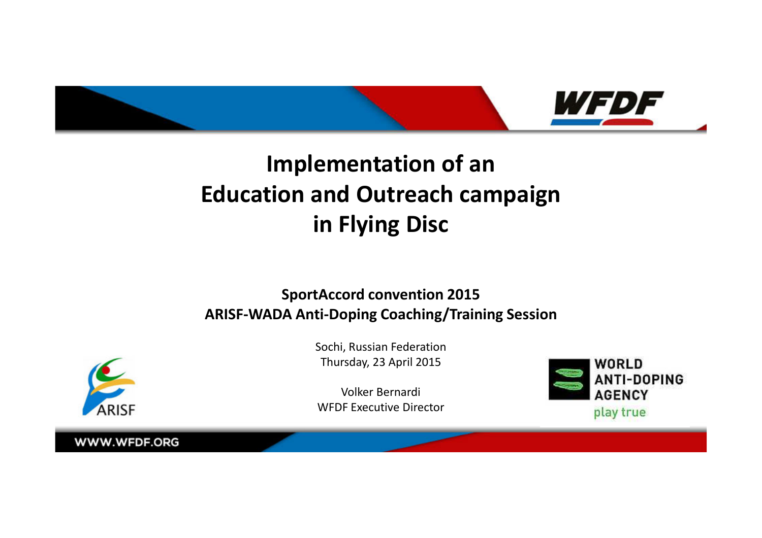# Implementation of an Education and Outreach campaign in Flying Disc

**SportAccord convention 2015**
**ARISF-WADA Anti-Doping Coaching/Training Session**

Sochi, Russian Federation
Thursday, 23 April 2015

Volker Bernardi
WFDF Executive Director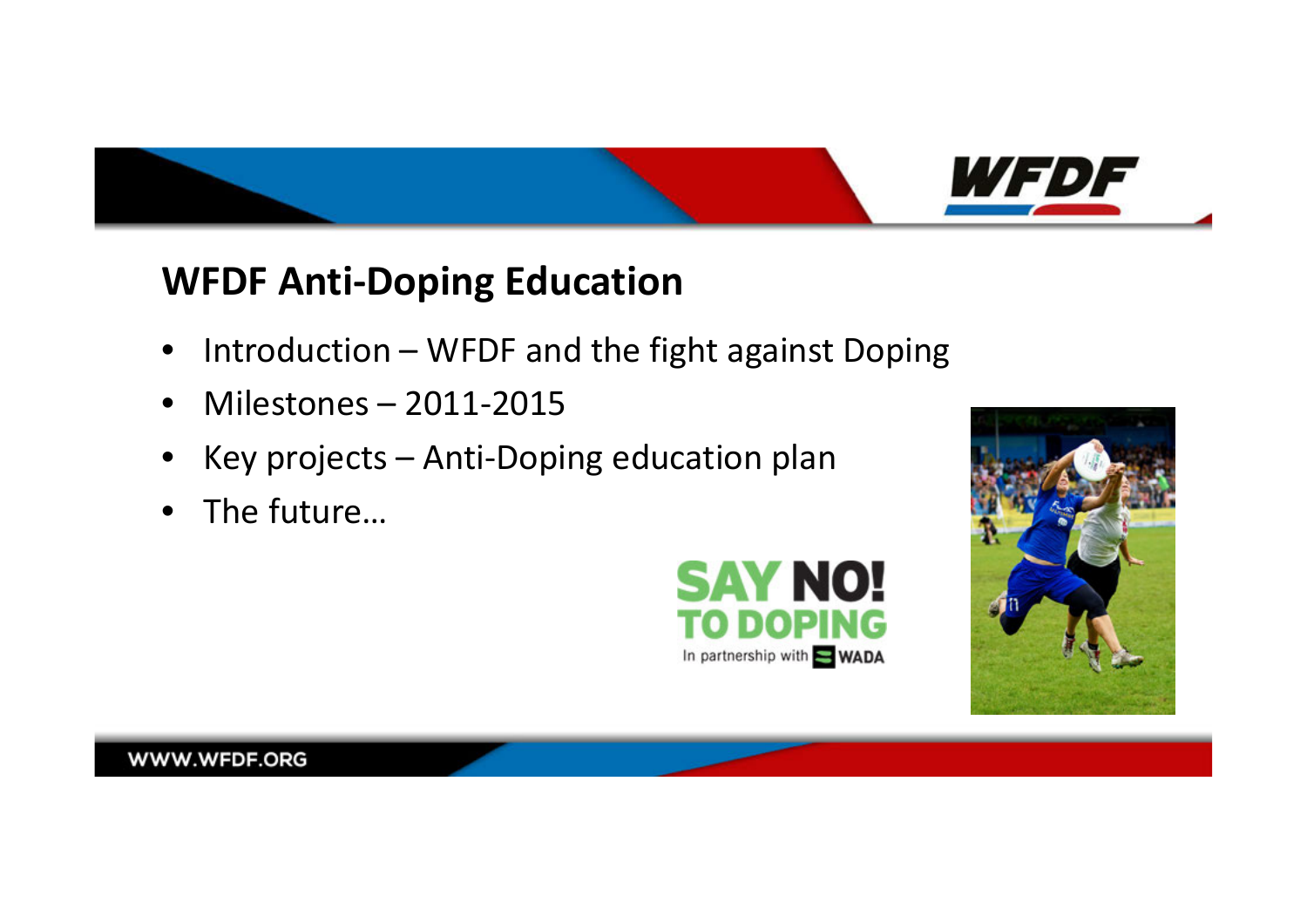## WFDF Anti-Doping Education

- Introduction – WFDF and the fight against Doping
- Milestones – 2011-2015
- Key projects – Anti-Doping education plan
- The future…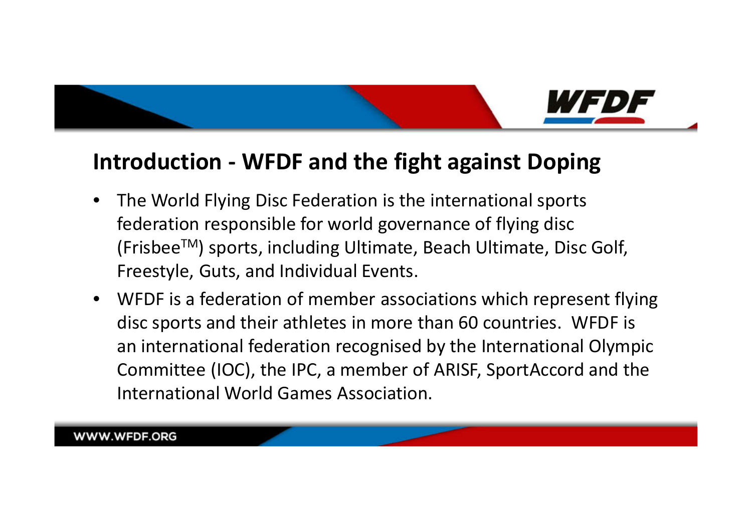## Introduction - WFDF and the fight against Doping

- The World Flying Disc Federation is the international sports federation responsible for world governance of flying disc (Frisbee™) sports, including Ultimate, Beach Ultimate, Disc Golf, Freestyle, Guts, and Individual Events.
- WFDF is a federation of member associations which represent flying disc sports and their athletes in more than 60 countries. WFDF is an international federation recognised by the International Olympic Committee (IOC), the IPC, a member of ARISF, SportAccord and the International World Games Association.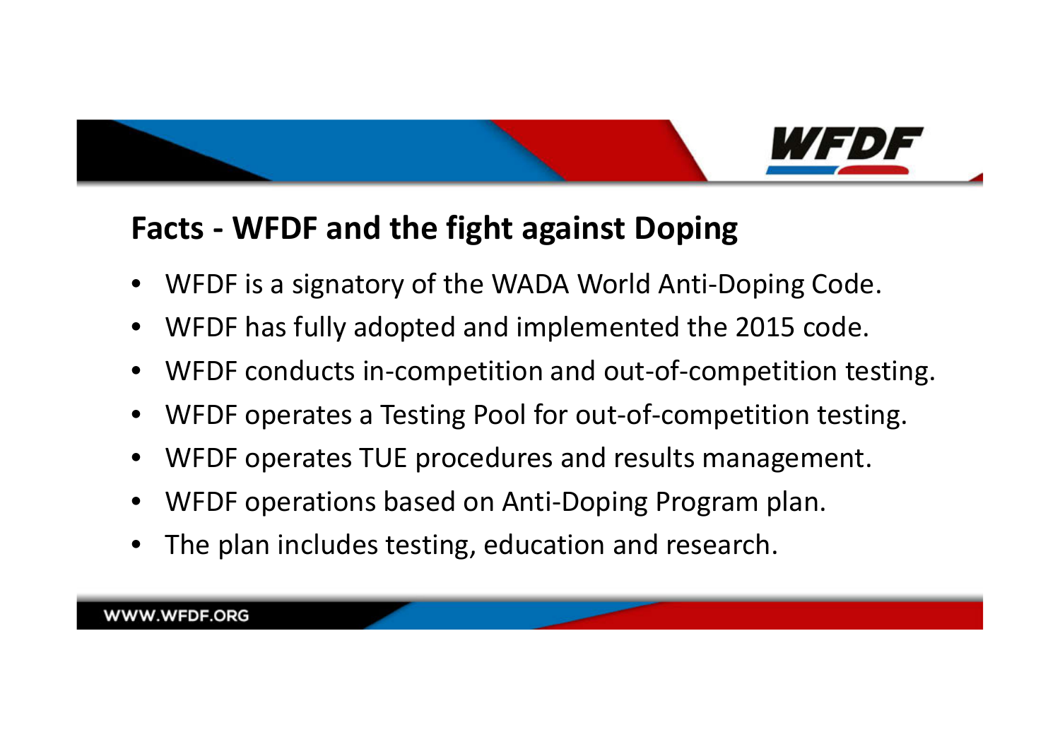## Facts - WFDF and the fight against Doping

- WFDF is a signatory of the WADA World Anti-Doping Code.
- WFDF has fully adopted and implemented the 2015 code.
- WFDF conducts in-competition and out-of-competition testing.
- WFDF operates a Testing Pool for out-of-competition testing.
- WFDF operates TUE procedures and results management.
- WFDF operations based on Anti-Doping Program plan.
- The plan includes testing, education and research.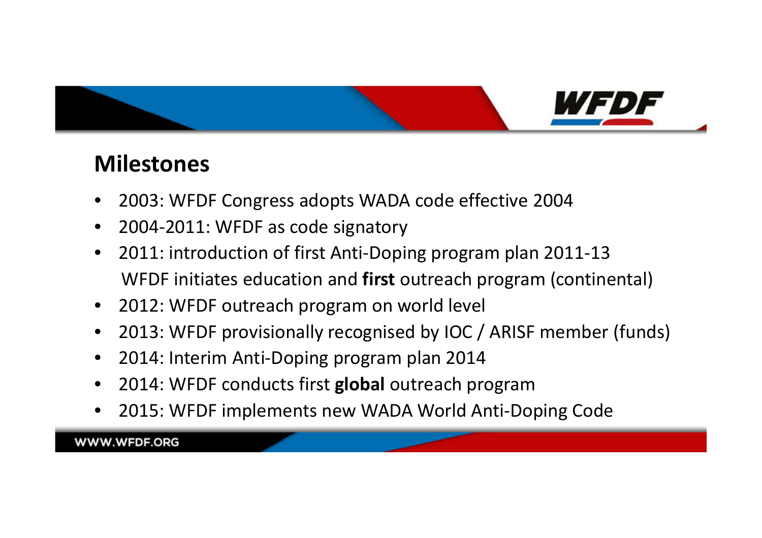## Milestones

- 2003: WFDF Congress adopts WADA code effective 2004
- 2004-2011: WFDF as code signatory
- 2011: introduction of first Anti-Doping program plan 2011-13
  WFDF initiates education and **first** outreach program (continental)
- 2012: WFDF outreach program on world level
- 2013: WFDF provisionally recognised by IOC / ARISF member (funds)
- 2014: Interim Anti-Doping program plan 2014
- 2014: WFDF conducts first **global** outreach program
- 2015: WFDF implements new WADA World Anti-Doping Code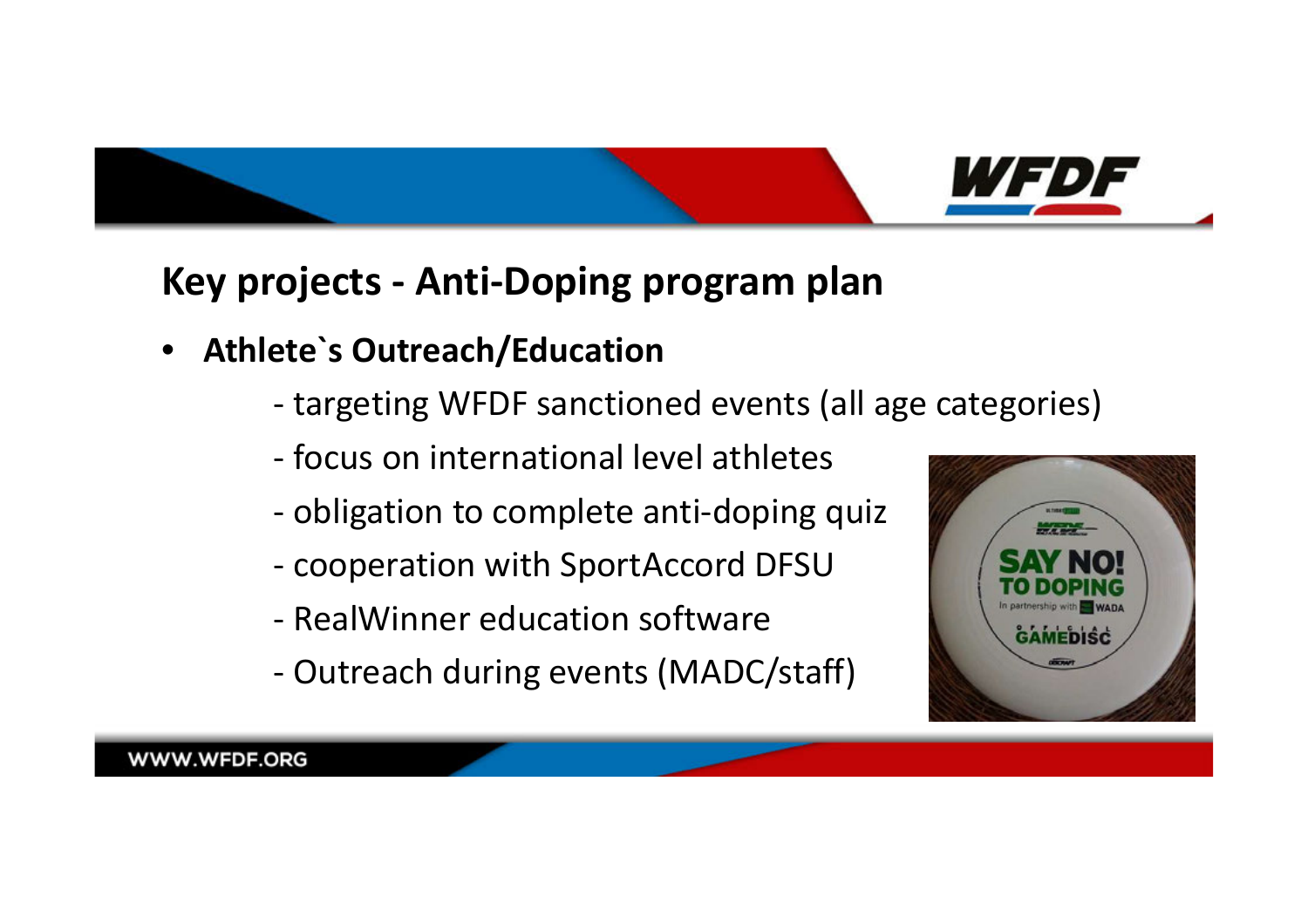## Key projects - Anti-Doping program plan

- **Athlete`s Outreach/Education**
  - targeting WFDF sanctioned events (all age categories)
  - focus on international level athletes
  - obligation to complete anti-doping quiz
  - cooperation with SportAccord DFSU
  - RealWinner education software
  - Outreach during events (MADC/staff)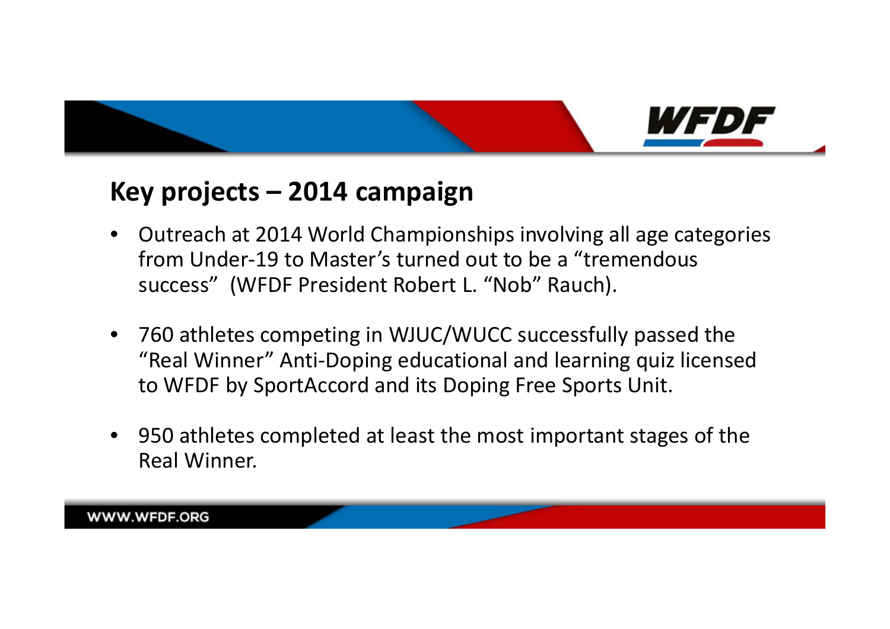## Key projects – 2014 campaign

- Outreach at 2014 World Championships involving all age categories from Under-19 to Master's turned out to be a "tremendous success" (WFDF President Robert L. "Nob" Rauch).
- 760 athletes competing in WJUC/WUCC successfully passed the "Real Winner" Anti-Doping educational and learning quiz licensed to WFDF by SportAccord and its Doping Free Sports Unit.
- 950 athletes completed at least the most important stages of the Real Winner.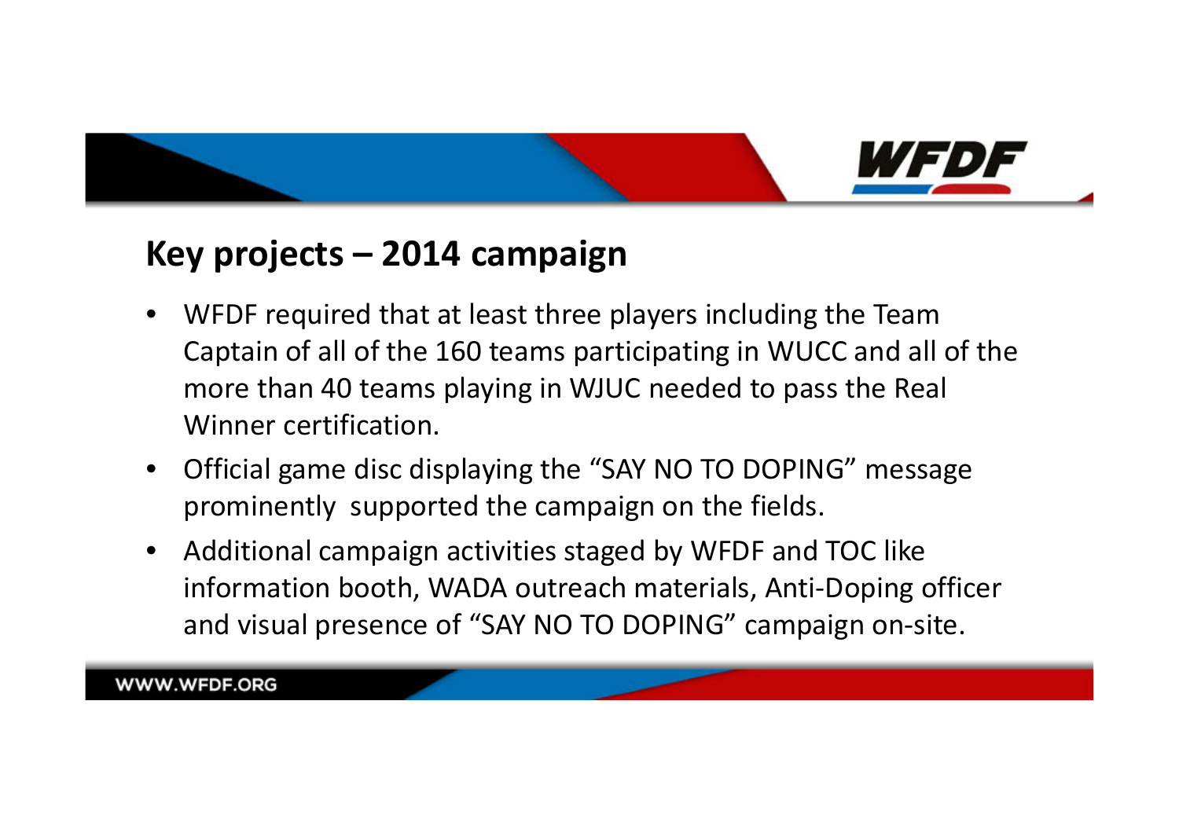## Key projects – 2014 campaign

- WFDF required that at least three players including the Team Captain of all of the 160 teams participating in WUCC and all of the more than 40 teams playing in WJUC needed to pass the Real Winner certification.
- Official game disc displaying the “SAY NO TO DOPING” message prominently supported the campaign on the fields.
- Additional campaign activities staged by WFDF and TOC like information booth, WADA outreach materials, Anti-Doping officer and visual presence of “SAY NO TO DOPING” campaign on-site.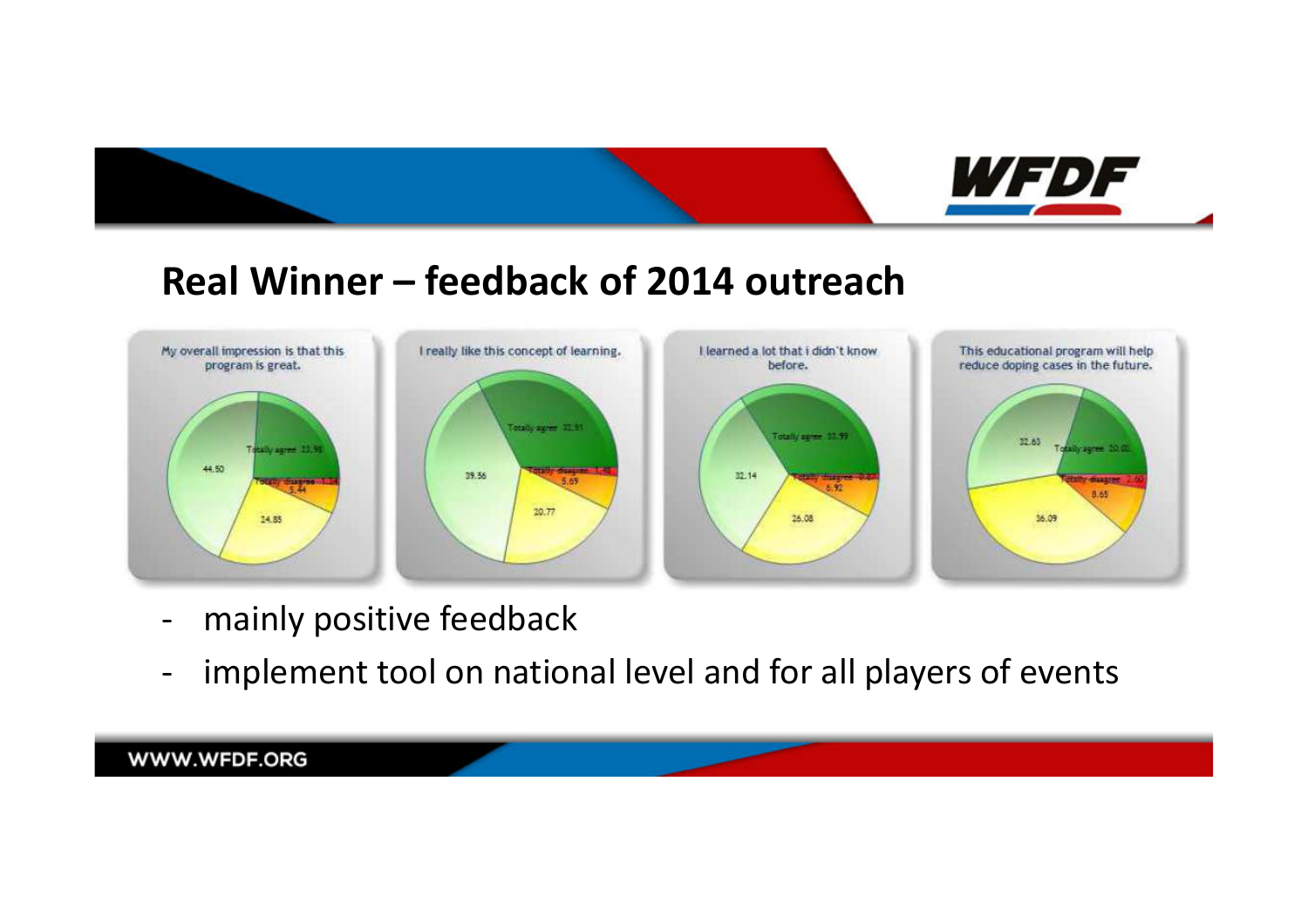## Real Winner – feedback of 2014 outreach

| My overall impression is that this program is great. | I really like this concept of learning. | I learned a lot that i didn't know before. | This educational program will help reduce doping cases in the future. |
|---|---|---|---|
| Totally agree 23.98 | Totally agree 32.51 | Totally agree 35.99 | Totally agree 20.00 |
| 44.50 | 39.56 | 32.14 | 32.63 |
| 24.85 | 20.77 | 26.08 | 36.09 |
| 5.44 | 5.69 | 6.92 | 8.65 |
| Totally disagree 1.24 | Totally disagree 1.48 | Totally disagree 0.87 | Totally disagree 2.60 |

- mainly positive feedback
- implement tool on national level and for all players of events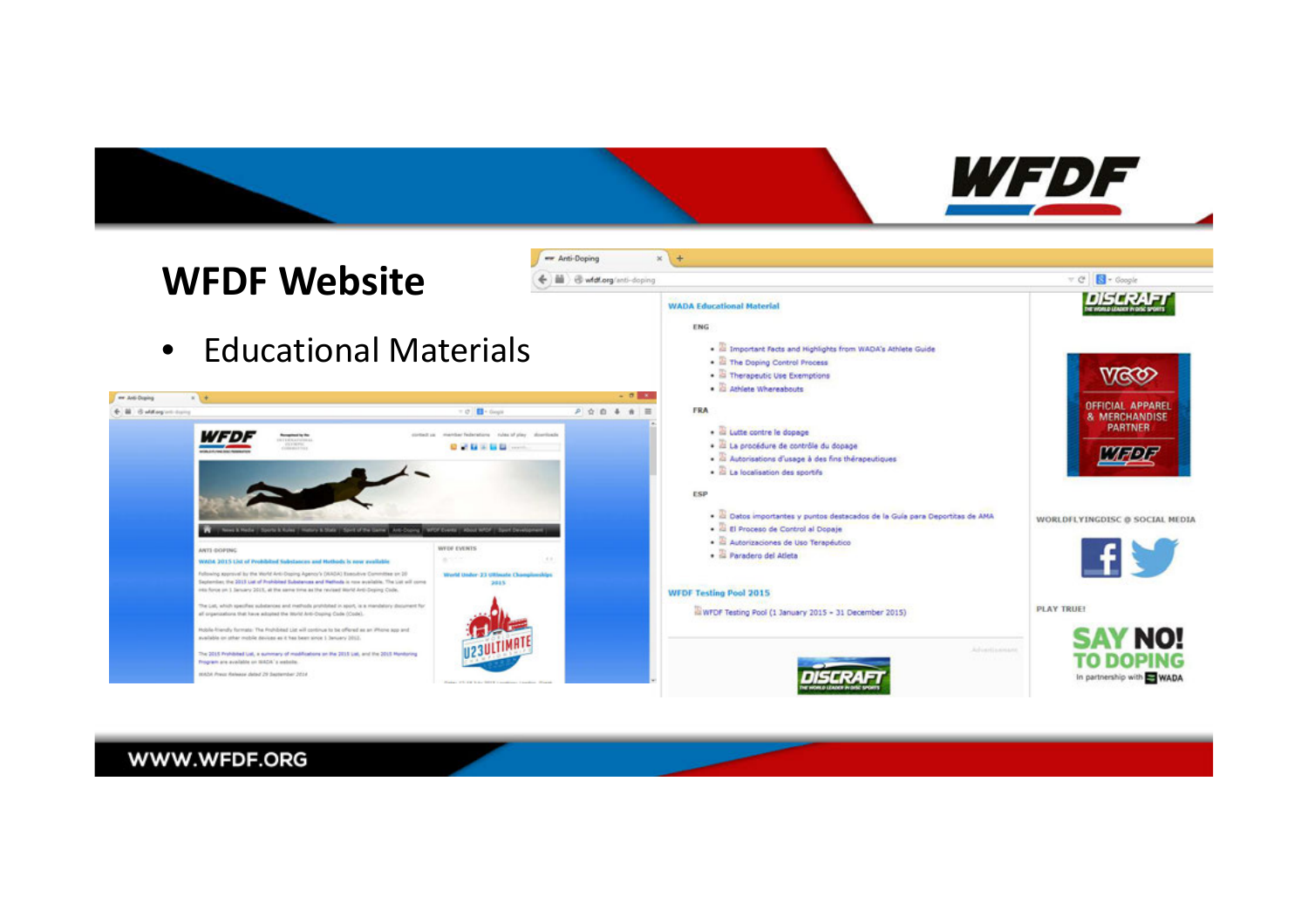## WFDF Website

- Educational Materials

**WADA Educational Material**

ENG

- Important Facts and Highlights from WADA's Athlete Guide
- The Doping Control Process
- Therapeutic Use Exemptions
- Athlete Whereabouts

FRA

- Lutte contre le dopage
- La procédure de contrôle du dopage
- Autorisations d'usage à des fins thérapeutiques
- La localisation des sportifs

ESP

- Datos importantes y puntos destacados de la Guía para Deportistas de AMA
- El Proceso de Control al Dopaje
- Autorizaciones de Uso Terapéutico
- Paradero del Atleta

**WFDF Testing Pool 2015**

WFDF Testing Pool (1 January 2015 – 31 December 2015)

WWW.WFDF.ORG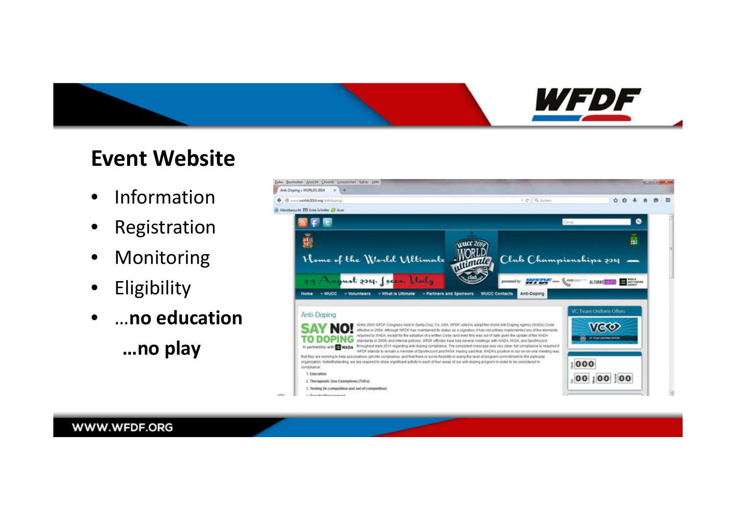## Event Website

- Information
- Registration
- Monitoring
- Eligibility
- **…no education**

  **…no play**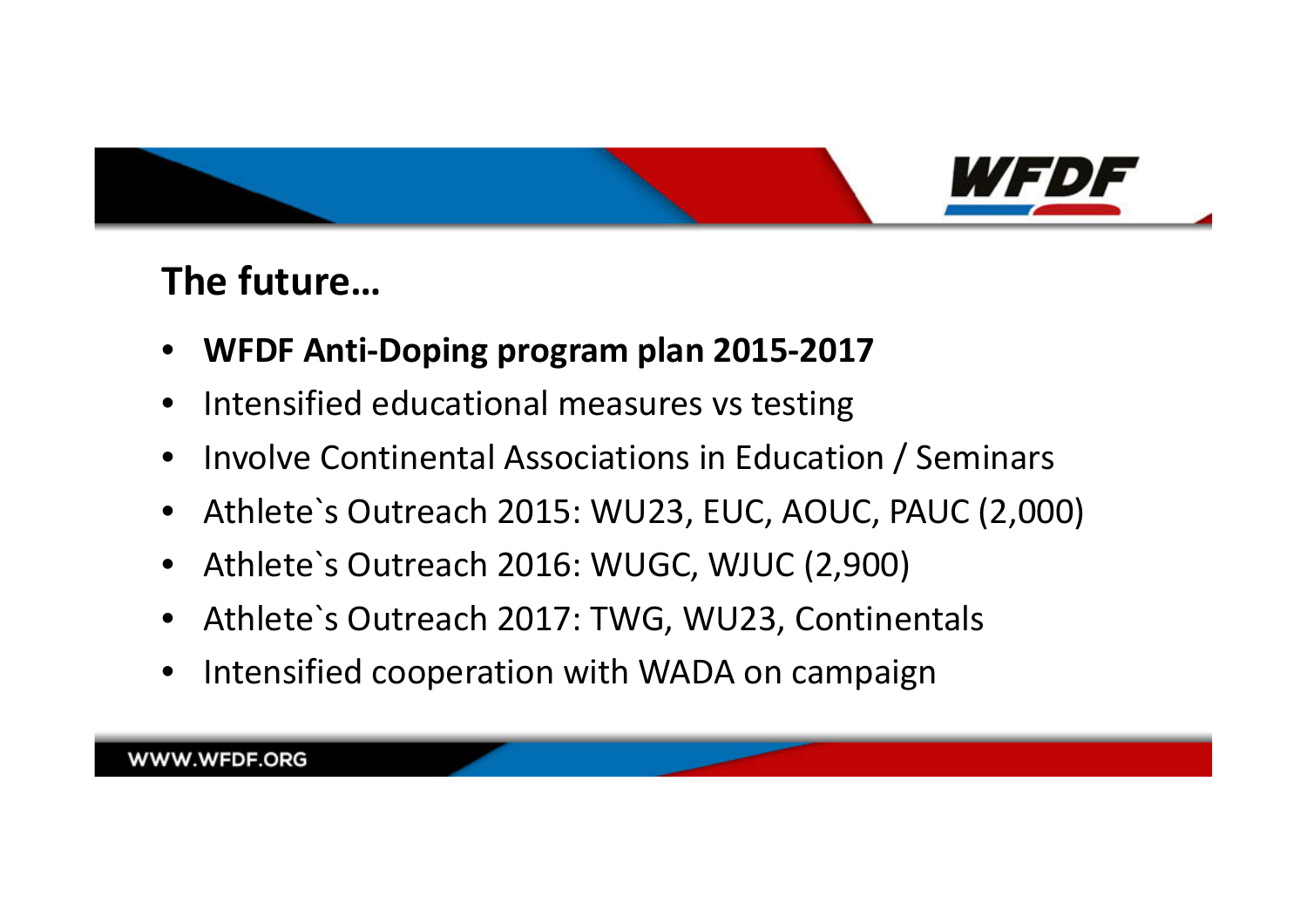## The future…

- **WFDF Anti-Doping program plan 2015-2017**
- Intensified educational measures vs testing
- Involve Continental Associations in Education / Seminars
- Athlete`s Outreach 2015: WU23, EUC, AOUC, PAUC (2,000)
- Athlete`s Outreach 2016: WUGC, WJUC (2,900)
- Athlete`s Outreach 2017: TWG, WU23, Continentals
- Intensified cooperation with WADA on campaign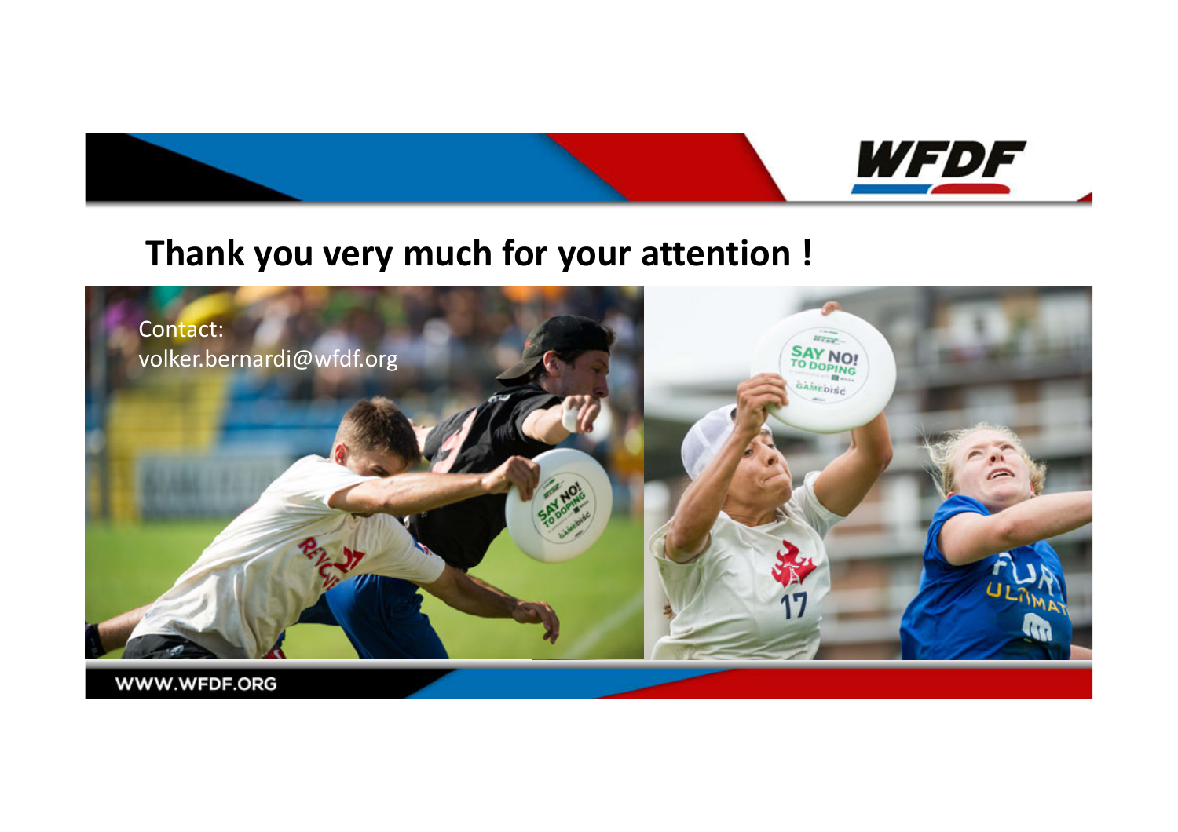# Thank you very much for your attention !

Contact:
volker.bernardi@wfdf.org